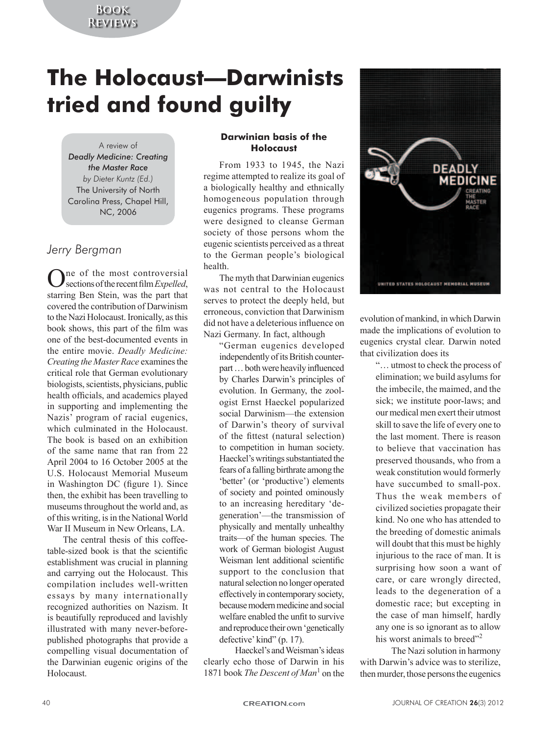# The Holocaust—Darwinists tried and found guilty

A review of
*Deadly Medicine: Creating the Master Race*
*by Dieter Kuntz (Ed.)*
The University of North Carolina Press, Chapel Hill, NC, 2006

*Jerry Bergman*

One of the most controversial sections of the recent film *Expelled*, starring Ben Stein, was the part that covered the contribution of Darwinism to the Nazi Holocaust. Ironically, as this book shows, this part of the film was one of the best-documented events in the entire movie. *Deadly Medicine: Creating the Master Race* examines the critical role that German evolutionary biologists, scientists, physicians, public health officials, and academics played in supporting and implementing the Nazis' program of racial eugenics, which culminated in the Holocaust. The book is based on an exhibition of the same name that ran from 22 April 2004 to 16 October 2005 at the U.S. Holocaust Memorial Museum in Washington DC (figure 1). Since then, the exhibit has been travelling to museums throughout the world and, as of this writing, is in the National World War II Museum in New Orleans, LA.

The central thesis of this coffee-table-sized book is that the scientific establishment was crucial in planning and carrying out the Holocaust. This compilation includes well-written essays by many internationally recognized authorities on Nazism. It is beautifully reproduced and lavishly illustrated with many never-before-published photographs that provide a compelling visual documentation of the Darwinian eugenic origins of the Holocaust.

### Darwinian basis of the Holocaust

From 1933 to 1945, the Nazi regime attempted to realize its goal of a biologically healthy and ethnically homogeneous population through eugenics programs. These programs were designed to cleanse German society of those persons whom the eugenic scientists perceived as a threat to the German people's biological health.

The myth that Darwinian eugenics was not central to the Holocaust serves to protect the deeply held, but erroneous, conviction that Darwinism did not have a deleterious influence on Nazi Germany. In fact, although

> "German eugenics developed independently of its British counterpart … both were heavily influenced by Charles Darwin's principles of evolution. In Germany, the zoologist Ernst Haeckel popularized social Darwinism—the extension of Darwin's theory of survival of the fittest (natural selection) to competition in human society. Haeckel's writings substantiated the fears of a falling birthrate among the 'better' (or 'productive') elements of society and pointed ominously to an increasing hereditary 'degeneration'—the transmission of physically and mentally unhealthy traits—of the human species. The work of German biologist August Weisman lent additional scientific support to the conclusion that natural selection no longer operated effectively in contemporary society, because modern medicine and social welfare enabled the unfit to survive and reproduce their own 'genetically defective' kind" (p. 17).

Haeckel's and Weisman's ideas clearly echo those of Darwin in his 1871 book *The Descent of Man*[1] on the evolution of mankind, in which Darwin made the implications of evolution to eugenics crystal clear. Darwin noted that civilization does its

> "… utmost to check the process of elimination; we build asylums for the imbecile, the maimed, and the sick; we institute poor-laws; and our medical men exert their utmost skill to save the life of every one to the last moment. There is reason to believe that vaccination has preserved thousands, who from a weak constitution would formerly have succumbed to small-pox. Thus the weak members of civilized societies propagate their kind. No one who has attended to the breeding of domestic animals will doubt that this must be highly injurious to the race of man. It is surprising how soon a want of care, or care wrongly directed, leads to the degeneration of a domestic race; but excepting in the case of man himself, hardly any one is so ignorant as to allow his worst animals to breed"[2]

The Nazi solution in harmony with Darwin's advice was to sterilize, then murder, those persons the eugenics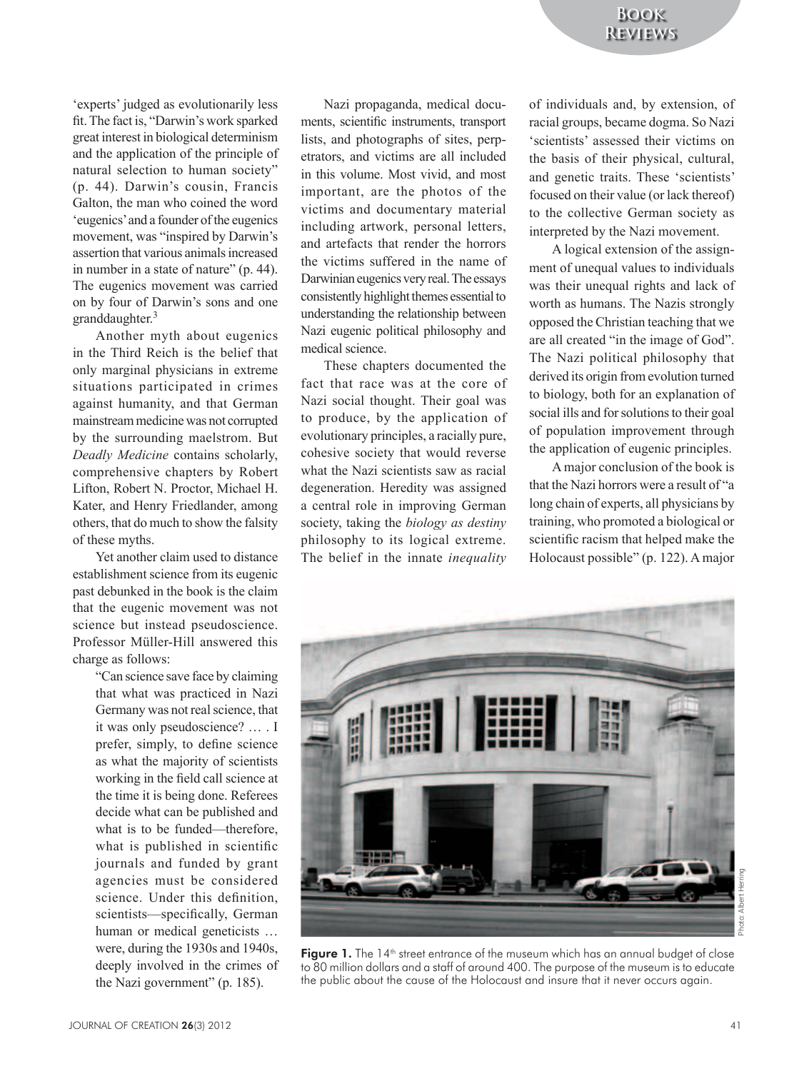'experts' judged as evolutionarily less fit. The fact is, "Darwin's work sparked great interest in biological determinism and the application of the principle of natural selection to human society" (p. 44). Darwin's cousin, Francis Galton, the man who coined the word 'eugenics' and a founder of the eugenics movement, was "inspired by Darwin's assertion that various animals increased in number in a state of nature" (p. 44). The eugenics movement was carried on by four of Darwin's sons and one granddaughter.[3]

Another myth about eugenics in the Third Reich is the belief that only marginal physicians in extreme situations participated in crimes against humanity, and that German mainstream medicine was not corrupted by the surrounding maelstrom. But *Deadly Medicine* contains scholarly, comprehensive chapters by Robert Lifton, Robert N. Proctor, Michael H. Kater, and Henry Friedlander, among others, that do much to show the falsity of these myths.

Yet another claim used to distance establishment science from its eugenic past debunked in the book is the claim that the eugenic movement was not science but instead pseudoscience. Professor Müller-Hill answered this charge as follows:

> "Can science save face by claiming that what was practiced in Nazi Germany was not real science, that it was only pseudoscience? … . I prefer, simply, to define science as what the majority of scientists working in the field call science at the time it is being done. Referees decide what can be published and what is to be funded—therefore, what is published in scientific journals and funded by grant agencies must be considered science. Under this definition, scientists—specifically, German human or medical geneticists … were, during the 1930s and 1940s, deeply involved in the crimes of the Nazi government" (p. 185).

Nazi propaganda, medical documents, scientific instruments, transport lists, and photographs of sites, perpetrators, and victims are all included in this volume. Most vivid, and most important, are the photos of the victims and documentary material including artwork, personal letters, and artefacts that render the horrors the victims suffered in the name of Darwinian eugenics very real. The essays consistently highlight themes essential to understanding the relationship between Nazi eugenic political philosophy and medical science.

These chapters documented the fact that race was at the core of Nazi social thought. Their goal was to produce, by the application of evolutionary principles, a racially pure, cohesive society that would reverse what the Nazi scientists saw as racial degeneration. Heredity was assigned a central role in improving German society, taking the *biology as destiny* philosophy to its logical extreme. The belief in the innate *inequality* of individuals and, by extension, of racial groups, became dogma. So Nazi 'scientists' assessed their victims on the basis of their physical, cultural, and genetic traits. These 'scientists' focused on their value (or lack thereof) to the collective German society as interpreted by the Nazi movement.

A logical extension of the assignment of unequal values to individuals was their unequal rights and lack of worth as humans. The Nazis strongly opposed the Christian teaching that we are all created "in the image of God". The Nazi political philosophy that derived its origin from evolution turned to biology, both for an explanation of social ills and for solutions to their goal of population improvement through the application of eugenic principles.

A major conclusion of the book is that the Nazi horrors were a result of "a long chain of experts, all physicians by training, who promoted a biological or scientific racism that helped make the Holocaust possible" (p. 122). A major

Photo: Albert Herring

**Figure 1.** The 14th street entrance of the museum which has an annual budget of close to 80 million dollars and a staff of around 400. The purpose of the museum is to educate the public about the cause of the Holocaust and insure that it never occurs again.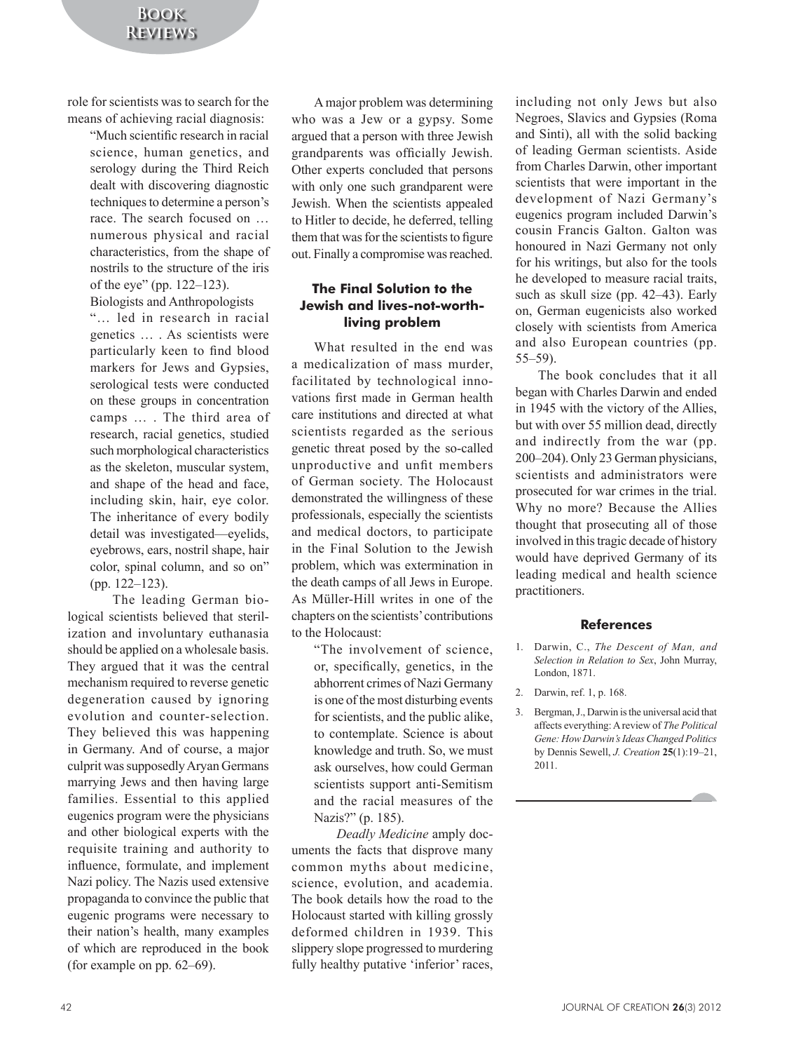role for scientists was to search for the means of achieving racial diagnosis:

> "Much scientific research in racial science, human genetics, and serology during the Third Reich dealt with discovering diagnostic techniques to determine a person's race. The search focused on … numerous physical and racial characteristics, from the shape of nostrils to the structure of the iris of the eye" (pp. 122–123).

Biologists and Anthropologists

> "… led in research in racial genetics … . As scientists were particularly keen to find blood markers for Jews and Gypsies, serological tests were conducted on these groups in concentration camps … . The third area of research, racial genetics, studied such morphological characteristics as the skeleton, muscular system, and shape of the head and face, including skin, hair, eye color. The inheritance of every bodily detail was investigated—eyelids, eyebrows, ears, nostril shape, hair color, spinal column, and so on" (pp. 122–123).

The leading German biological scientists believed that sterilization and involuntary euthanasia should be applied on a wholesale basis. They argued that it was the central mechanism required to reverse genetic degeneration caused by ignoring evolution and counter-selection. They believed this was happening in Germany. And of course, a major culprit was supposedly Aryan Germans marrying Jews and then having large families. Essential to this applied eugenics program were the physicians and other biological experts with the requisite training and authority to influence, formulate, and implement Nazi policy. The Nazis used extensive propaganda to convince the public that eugenic programs were necessary to their nation's health, many examples of which are reproduced in the book (for example on pp. 62–69).

A major problem was determining who was a Jew or a gypsy. Some argued that a person with three Jewish grandparents was officially Jewish. Other experts concluded that persons with only one such grandparent were Jewish. When the scientists appealed to Hitler to decide, he deferred, telling them that was for the scientists to figure out. Finally a compromise was reached.

### The Final Solution to the Jewish and lives-not-worth-living problem

What resulted in the end was a medicalization of mass murder, facilitated by technological innovations first made in German health care institutions and directed at what scientists regarded as the serious genetic threat posed by the so-called unproductive and unfit members of German society. The Holocaust demonstrated the willingness of these professionals, especially the scientists and medical doctors, to participate in the Final Solution to the Jewish problem, which was extermination in the death camps of all Jews in Europe. As Müller-Hill writes in one of the chapters on the scientists' contributions to the Holocaust:

> "The involvement of science, or, specifically, genetics, in the abhorrent crimes of Nazi Germany is one of the most disturbing events for scientists, and the public alike, to contemplate. Science is about knowledge and truth. So, we must ask ourselves, how could German scientists support anti-Semitism and the racial measures of the Nazis?" (p. 185).

*Deadly Medicine* amply documents the facts that disprove many common myths about medicine, science, evolution, and academia. The book details how the road to the Holocaust started with killing grossly deformed children in 1939. This slippery slope progressed to murdering fully healthy putative 'inferior' races, including not only Jews but also Negroes, Slavics and Gypsies (Roma and Sinti), all with the solid backing of leading German scientists. Aside from Charles Darwin, other important scientists that were important in the development of Nazi Germany's eugenics program included Darwin's cousin Francis Galton. Galton was honoured in Nazi Germany not only for his writings, but also for the tools he developed to measure racial traits, such as skull size (pp. 42–43). Early on, German eugenicists also worked closely with scientists from America and also European countries (pp. 55–59).

The book concludes that it all began with Charles Darwin and ended in 1945 with the victory of the Allies, but with over 55 million dead, directly and indirectly from the war (pp. 200–204). Only 23 German physicians, scientists and administrators were prosecuted for war crimes in the trial. Why no more? Because the Allies thought that prosecuting all of those involved in this tragic decade of history would have deprived Germany of its leading medical and health science practitioners.

### References

1. Darwin, C., *The Descent of Man, and Selection in Relation to Sex*, John Murray, London, 1871.
2. Darwin, ref. 1, p. 168.
3. Bergman, J., Darwin is the universal acid that affects everything: A review of *The Political Gene: How Darwin's Ideas Changed Politics* by Dennis Sewell, *J. Creation* **25**(1):19–21, 2011.